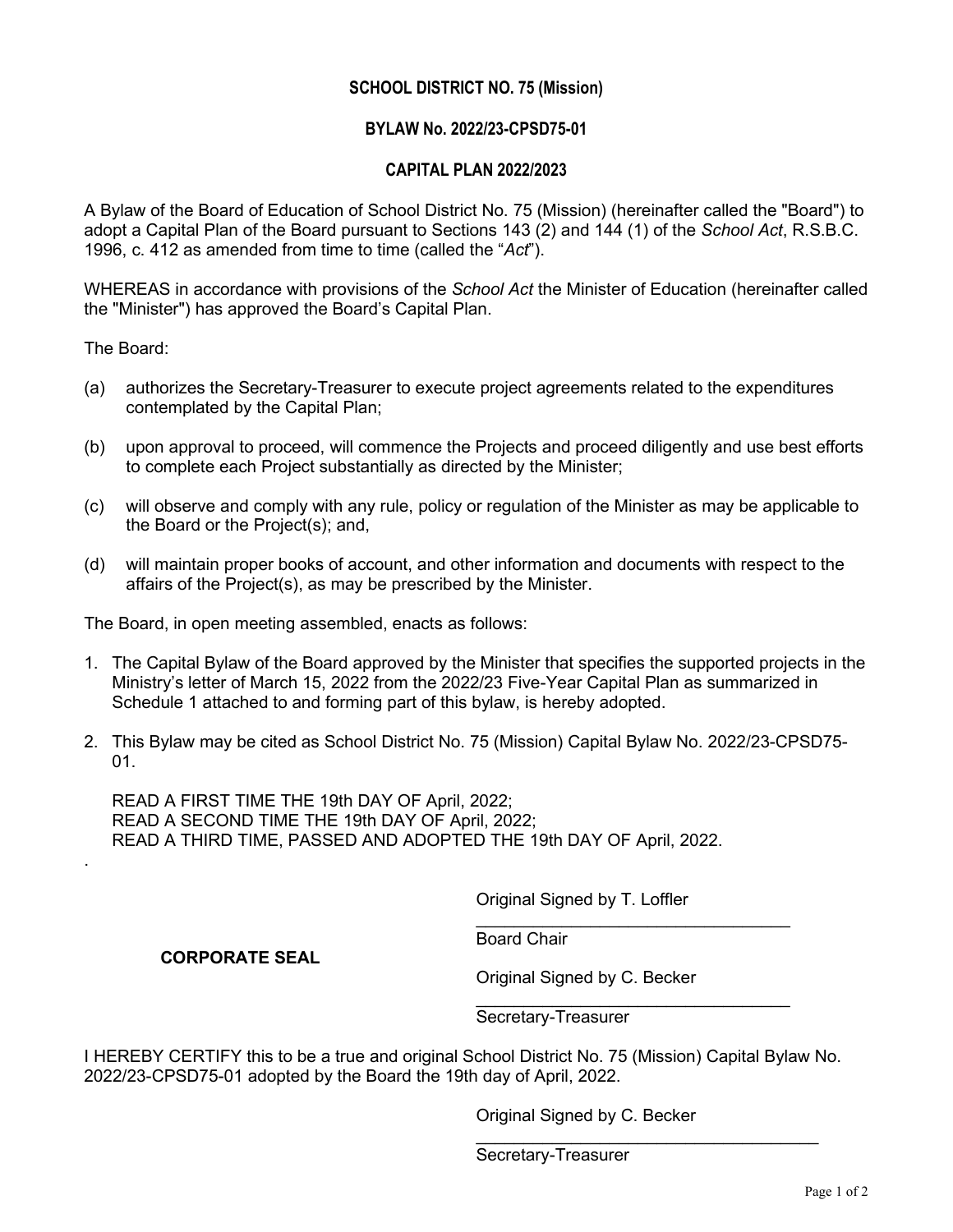**SCHOOL DISTRICT NO. 75 (Mission)**

**BYLAW No. 2022/23-CPSD75-01**

**CAPITAL PLAN 2022/2023**

A Bylaw of the Board of Education of School District No. 75 (Mission) (hereinafter called the "Board") to adopt a Capital Plan of the Board pursuant to Sections 143 (2) and 144 (1) of the *School Act*, R.S.B.C. 1996, c. 412 as amended from time to time (called the "*Act*").

WHEREAS in accordance with provisions of the *School Act* the Minister of Education (hereinafter called the "Minister") has approved the Board's Capital Plan.

The Board:

(a) authorizes the Secretary-Treasurer to execute project agreements related to the expenditures contemplated by the Capital Plan;

(b) upon approval to proceed, will commence the Projects and proceed diligently and use best efforts to complete each Project substantially as directed by the Minister;

(c) will observe and comply with any rule, policy or regulation of the Minister as may be applicable to the Board or the Project(s); and,

(d) will maintain proper books of account, and other information and documents with respect to the affairs of the Project(s), as may be prescribed by the Minister.

The Board, in open meeting assembled, enacts as follows:

1. The Capital Bylaw of the Board approved by the Minister that specifies the supported projects in the Ministry's letter of March 15, 2022 from the 2022/23 Five-Year Capital Plan as summarized in Schedule 1 attached to and forming part of this bylaw, is hereby adopted.

2. This Bylaw may be cited as School District No. 75 (Mission) Capital Bylaw No. 2022/23-CPSD75-01.

   READ A FIRST TIME THE 19th DAY OF April, 2022;
   READ A SECOND TIME THE 19th DAY OF April, 2022;
   READ A THIRD TIME, PASSED AND ADOPTED THE 19th DAY OF April, 2022.

.

Original Signed by T. Loffler

\_\_\_\_\_\_\_\_\_\_\_\_\_\_\_\_\_\_\_\_\_\_\_\_\_\_\_\_\_\_\_\_\_\_
Board Chair

**CORPORATE SEAL**

Original Signed by C. Becker

\_\_\_\_\_\_\_\_\_\_\_\_\_\_\_\_\_\_\_\_\_\_\_\_\_\_\_\_\_\_\_\_\_\_
Secretary-Treasurer

I HEREBY CERTIFY this to be a true and original School District No. 75 (Mission) Capital Bylaw No. 2022/23-CPSD75-01 adopted by the Board the 19th day of April, 2022.

Original Signed by C. Becker

\_\_\_\_\_\_\_\_\_\_\_\_\_\_\_\_\_\_\_\_\_\_\_\_\_\_\_\_\_\_\_\_\_\_\_\_\_\_
Secretary-Treasurer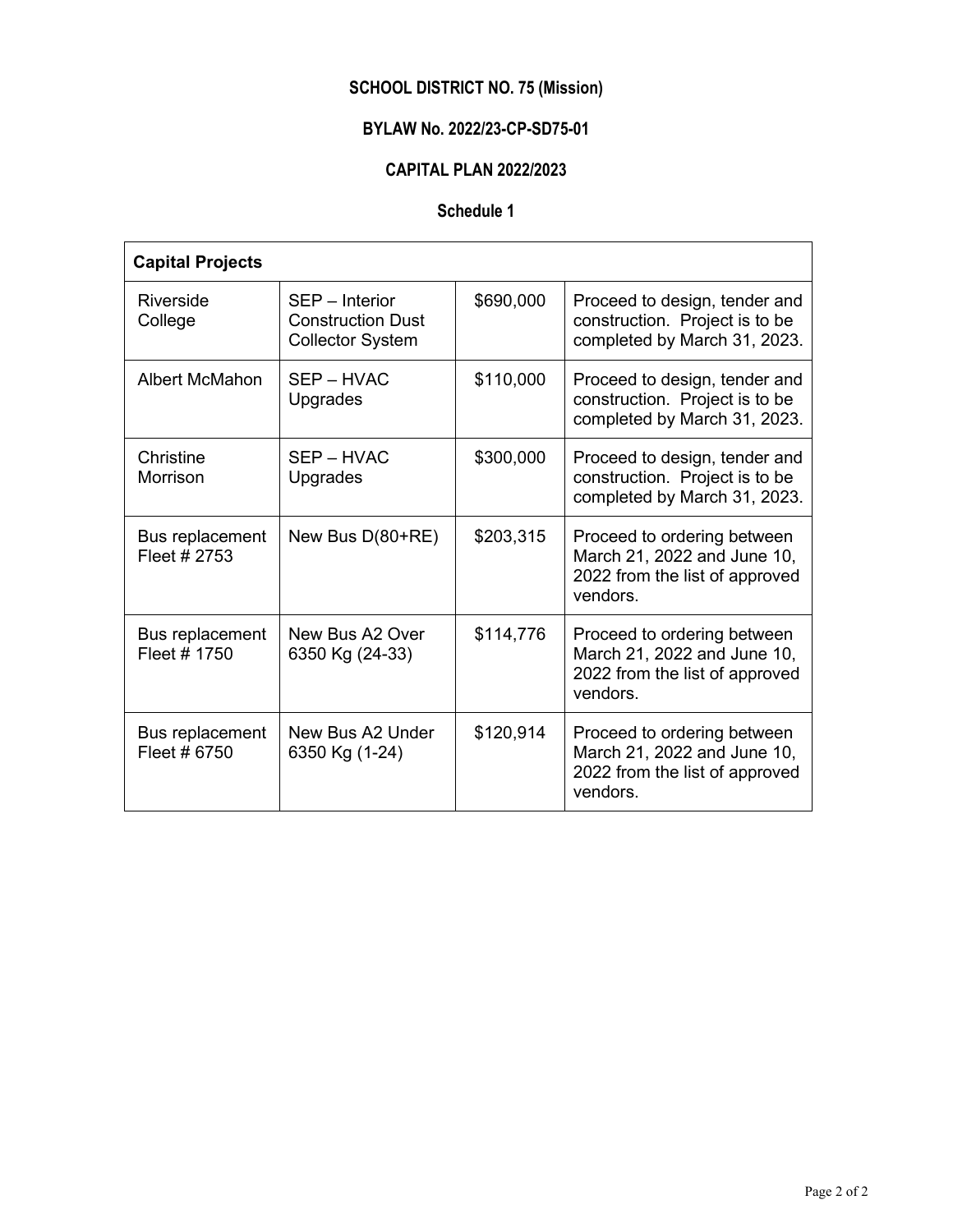**SCHOOL DISTRICT NO. 75 (Mission)**

**BYLAW No. 2022/23-CP-SD75-01**

**CAPITAL PLAN 2022/2023**

**Schedule 1**

| **Capital Projects** | | | |
|---|---|---|---|
| Riverside College | SEP – Interior Construction Dust Collector System | $690,000 | Proceed to design, tender and construction. Project is to be completed by March 31, 2023. |
| Albert McMahon | SEP – HVAC Upgrades | $110,000 | Proceed to design, tender and construction. Project is to be completed by March 31, 2023. |
| Christine Morrison | SEP – HVAC Upgrades | $300,000 | Proceed to design, tender and construction. Project is to be completed by March 31, 2023. |
| Bus replacement Fleet # 2753 | New Bus D(80+RE) | $203,315 | Proceed to ordering between March 21, 2022 and June 10, 2022 from the list of approved vendors. |
| Bus replacement Fleet # 1750 | New Bus A2 Over 6350 Kg (24-33) | $114,776 | Proceed to ordering between March 21, 2022 and June 10, 2022 from the list of approved vendors. |
| Bus replacement Fleet # 6750 | New Bus A2 Under 6350 Kg (1-24) | $120,914 | Proceed to ordering between March 21, 2022 and June 10, 2022 from the list of approved vendors. |